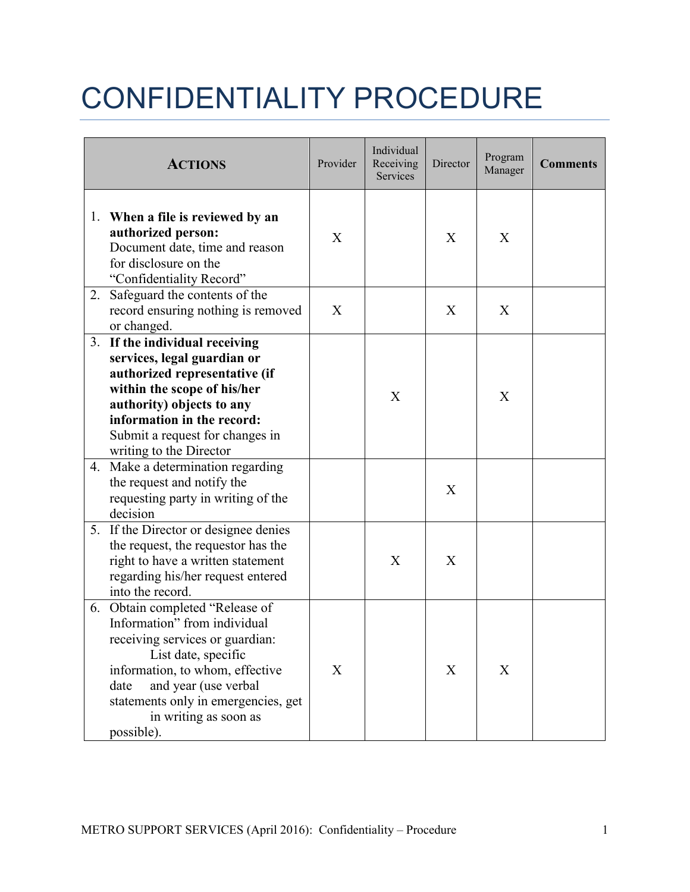# CONFIDENTIALITY PROCEDURE

| **ACTIONS** | Provider | Individual Receiving Services | Director | Program Manager | **Comments** |
|---|---|---|---|---|---|
| 1. **When a file is reviewed by an authorized person:** Document date, time and reason for disclosure on the "Confidentiality Record" | X | | X | X | |
| 2. Safeguard the contents of the record ensuring nothing is removed or changed. | X | | X | X | |
| 3. **If the individual receiving services, legal guardian or authorized representative (if within the scope of his/her authority) objects to any information in the record:** Submit a request for changes in writing to the Director | | X | | X | |
| 4. Make a determination regarding the request and notify the requesting party in writing of the decision | | | X | | |
| 5. If the Director or designee denies the request, the requestor has the right to have a written statement regarding his/her request entered into the record. | | X | X | | |
| 6. Obtain completed "Release of Information" from individual receiving services or guardian: List date, specific information, to whom, effective date and year (use verbal statements only in emergencies, get in writing as soon as possible). | X | | X | X | |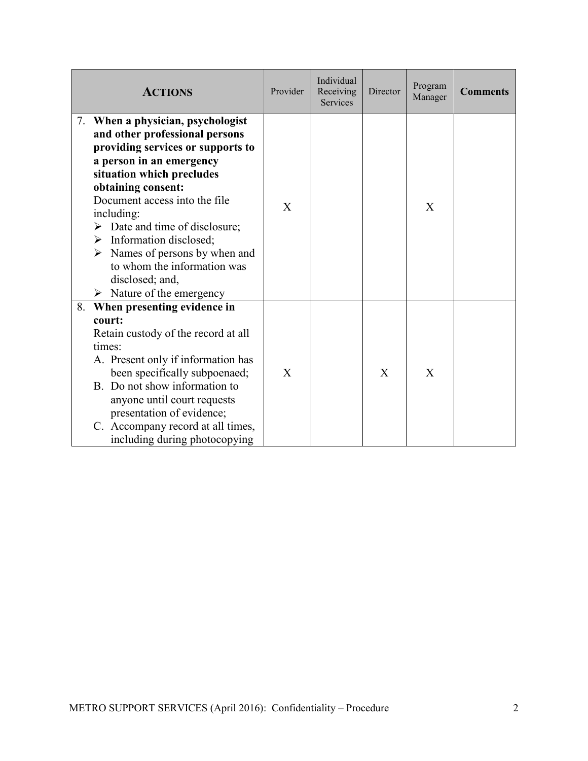| **ACTIONS** | Provider | Individual Receiving Services | Director | Program Manager | **Comments** |
|---|---|---|---|---|---|
| 7. **When a physician, psychologist and other professional persons providing services or supports to a person in an emergency situation which precludes obtaining consent:**<br>Document access into the file including:<br>➢ Date and time of disclosure;<br>➢ Information disclosed;<br>➢ Names of persons by when and to whom the information was disclosed; and,<br>➢ Nature of the emergency | X | | | X | |
| 8. **When presenting evidence in court:**<br>Retain custody of the record at all times:<br>A. Present only if information has been specifically subpoenaed;<br>B. Do not show information to anyone until court requests presentation of evidence;<br>C. Accompany record at all times, including during photocopying | X | | X | X | |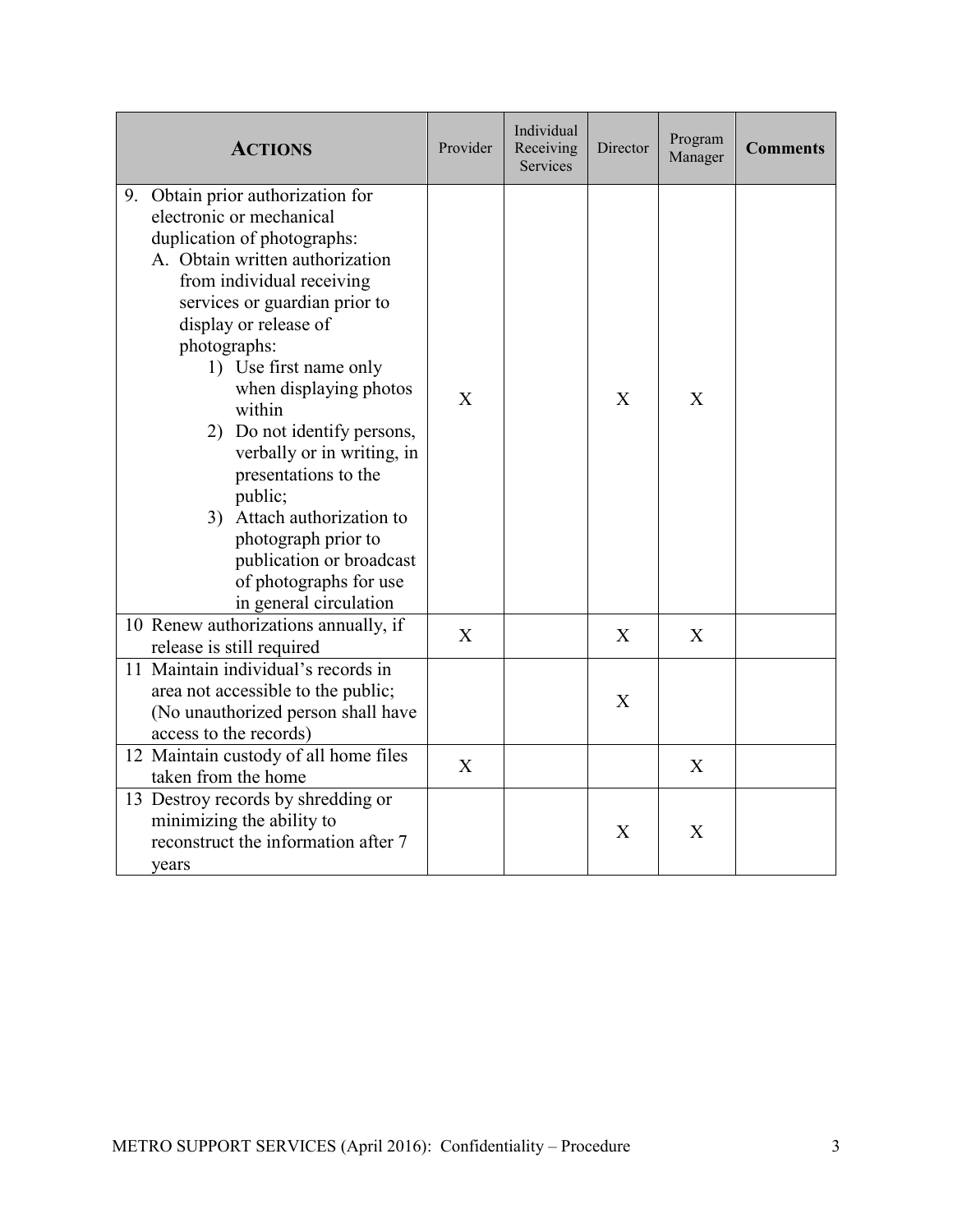| **ACTIONS** | Provider | Individual Receiving Services | Director | Program Manager | **Comments** |
|---|---|---|---|---|---|
| 9. Obtain prior authorization for electronic or mechanical duplication of photographs:<br>A. Obtain written authorization from individual receiving services or guardian prior to display or release of photographs:<br>1) Use first name only when displaying photos within<br>2) Do not identify persons, verbally or in writing, in presentations to the public;<br>3) Attach authorization to photograph prior to publication or broadcast of photographs for use in general circulation | X | | X | X | |
| 10 Renew authorizations annually, if release is still required | X | | X | X | |
| 11 Maintain individual's records in area not accessible to the public; (No unauthorized person shall have access to the records) | | | X | | |
| 12 Maintain custody of all home files taken from the home | X | | | X | |
| 13 Destroy records by shredding or minimizing the ability to reconstruct the information after 7 years | | | X | X | |